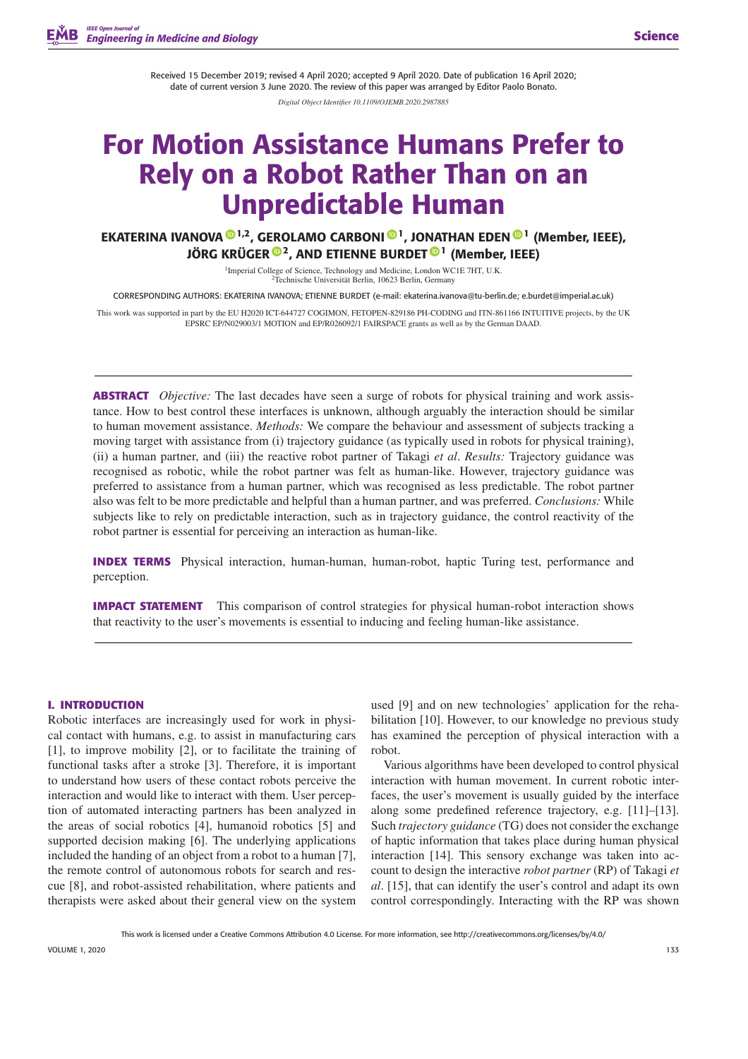Received 15 December 2019; revised 4 April 2020; accepted 9 April 2020. Date of publication 16 April 2020; date of current version 3 June 2020. The review of this paper was arranged by Editor Paolo Bonato.

*Digital Object Identifier 10.1109/OJEMB.2020.2987885*

# For Motion Assistance Humans Prefer to Rely on a Robot Rather Than on an Unpredictable Human

**EKATERINA IVANOVA [1,2], GEROLAMO CARBONI [1], JONATHAN EDEN [1] (Member, IEEE), JÖRG KRÜGER [2], AND ETIENNE BURDET [1] (Member, IEEE)**

[1]Imperial College of Science, Technology and Medicine, London WC1E 7HT, U.K.
[2]Technische Universität Berlin, 10623 Berlin, Germany

CORRESPONDING AUTHORS: EKATERINA IVANOVA; ETIENNE BURDET (e-mail: ekaterina.ivanova@tu-berlin.de; e.burdet@imperial.ac.uk)

This work was supported in part by the EU H2020 ICT-644727 COGIMON, FETOPEN-829186 PH-CODING and ITN-861166 INTUITIVE projects, by the UK EPSRC EP/N029003/1 MOTION and EP/R026092/1 FAIRSPACE grants as well as by the German DAAD.

**ABSTRACT** *Objective:* The last decades have seen a surge of robots for physical training and work assistance. How to best control these interfaces is unknown, although arguably the interaction should be similar to human movement assistance. *Methods:* We compare the behaviour and assessment of subjects tracking a moving target with assistance from (i) trajectory guidance (as typically used in robots for physical training), (ii) a human partner, and (iii) the reactive robot partner of Takagi *et al*. *Results:* Trajectory guidance was recognised as robotic, while the robot partner was felt as human-like. However, trajectory guidance was preferred to assistance from a human partner, which was recognised as less predictable. The robot partner also was felt to be more predictable and helpful than a human partner, and was preferred. *Conclusions:* While subjects like to rely on predictable interaction, such as in trajectory guidance, the control reactivity of the robot partner is essential for perceiving an interaction as human-like.

**INDEX TERMS** Physical interaction, human-human, human-robot, haptic Turing test, performance and perception.

**IMPACT STATEMENT** This comparison of control strategies for physical human-robot interaction shows that reactivity to the user's movements is essential to inducing and feeling human-like assistance.

## I. INTRODUCTION

Robotic interfaces are increasingly used for work in physical contact with humans, e.g. to assist in manufacturing cars [1], to improve mobility [2], or to facilitate the training of functional tasks after a stroke [3]. Therefore, it is important to understand how users of these contact robots perceive the interaction and would like to interact with them. User perception of automated interacting partners has been analyzed in the areas of social robotics [4], humanoid robotics [5] and supported decision making [6]. The underlying applications included the handing of an object from a robot to a human [7], the remote control of autonomous robots for search and rescue [8], and robot-assisted rehabilitation, where patients and therapists were asked about their general view on the system used [9] and on new technologies' application for the rehabilitation [10]. However, to our knowledge no previous study has examined the perception of physical interaction with a robot.

Various algorithms have been developed to control physical interaction with human movement. In current robotic interfaces, the user's movement is usually guided by the interface along some predefined reference trajectory, e.g. [11]–[13]. Such *trajectory guidance* (TG) does not consider the exchange of haptic information that takes place during human physical interaction [14]. This sensory exchange was taken into account to design the interactive *robot partner* (RP) of Takagi *et al*. [15], that can identify the user's control and adapt its own control correspondingly. Interacting with the RP was shown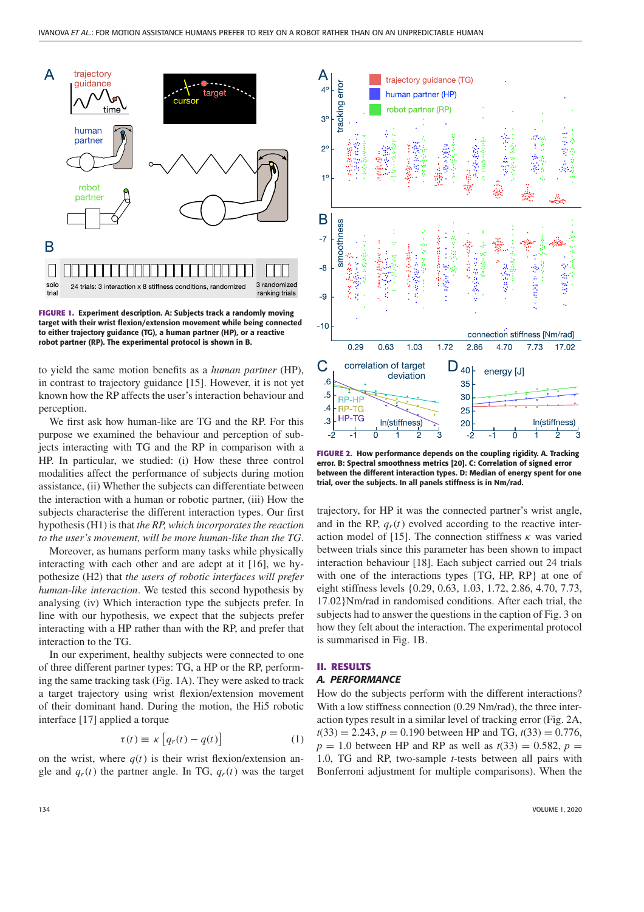FIGURE 1. **Experiment description. A: Subjects track a randomly moving target with their wrist flexion/extension movement while being connected to either trajectory guidance (TG), a human partner (HP), or a reactive robot partner (RP). The experimental protocol is shown in B.**

to yield the same motion benefits as a *human partner* (HP), in contrast to trajectory guidance [15]. However, it is not yet known how the RP affects the user's interaction behaviour and perception.

We first ask how human-like are TG and the RP. For this purpose we examined the behaviour and perception of subjects interacting with TG and the RP in comparison with a HP. In particular, we studied: (i) How these three control modalities affect the performance of subjects during motion assistance, (ii) Whether the subjects can differentiate between the interaction with a human or robotic partner, (iii) How the subjects characterise the different interaction types. Our first hypothesis (H1) is that *the RP, which incorporates the reaction to the user's movement, will be more human-like than the TG*.

Moreover, as humans perform many tasks while physically interacting with each other and are adept at it [16], we hypothesize (H2) that *the users of robotic interfaces will prefer human-like interaction*. We tested this second hypothesis by analysing (iv) Which interaction type the subjects prefer. In line with our hypothesis, we expect that the subjects prefer interacting with a HP rather than with the RP, and prefer that interaction to the TG.

In our experiment, healthy subjects were connected to one of three different partner types: TG, a HP or the RP, performing the same tracking task (Fig. 1A). They were asked to track a target trajectory using wrist flexion/extension movement of their dominant hand. During the motion, the Hi5 robotic interface [17] applied a torque

$$\tau(t) \equiv \kappa\left[q_r(t) - q(t)\right] \tag{1}$$

on the wrist, where $q(t)$ is their wrist flexion/extension angle and $q_r(t)$ the partner angle. In TG, $q_r(t)$ was the target trajectory, for HP it was the connected partner's wrist angle, and in the RP, $q_r(t)$ evolved according to the reactive interaction model of [15]. The connection stiffness $\kappa$ was varied between trials since this parameter has been shown to impact interaction behaviour [18]. Each subject carried out 24 trials with one of the interactions types {TG, HP, RP} at one of eight stiffness levels {0.29, 0.63, 1.03, 1.72, 2.86, 4.70, 7.73, 17.02}Nm/rad in randomised conditions. After each trial, the subjects had to answer the questions in the caption of Fig. 3 on how they felt about the interaction. The experimental protocol is summarised in Fig. 1B.

FIGURE 2. **How performance depends on the coupling rigidity. A. Tracking error. B: Spectral smoothness metrics [20]. C: Correlation of signed error between the different interaction types. D: Median of energy spent for one trial, over the subjects. In all panels stiffness is in Nm/rad.**

## II. RESULTS

### A. PERFORMANCE

How do the subjects perform with the different interactions? With a low stiffness connection (0.29 Nm/rad), the three interaction types result in a similar level of tracking error (Fig. 2A, $t(33) = 2.243$, $p = 0.190$ between HP and TG, $t(33) = 0.776$, $p = 1.0$ between HP and RP as well as $t(33) = 0.582$, $p = 1.0$, TG and RP, two-sample $t$-tests between all pairs with Bonferroni adjustment for multiple comparisons). When the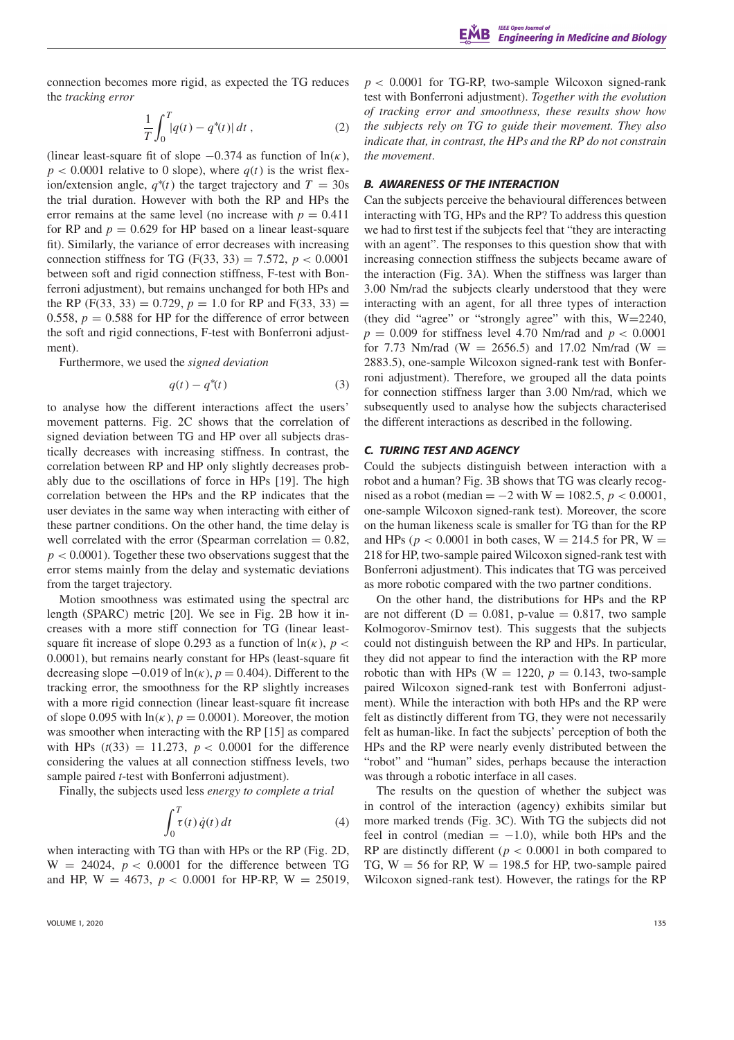connection becomes more rigid, as expected the TG reduces the *tracking error*

$$\frac{1}{T}\int_0^T |q(t) - q^*(t)|\, dt\,, \tag{2}$$

(linear least-square fit of slope $-0.374$ as function of $\ln(\kappa)$, $p < 0.0001$ relative to 0 slope), where $q(t)$ is the wrist flexion/extension angle, $q^*(t)$ the target trajectory and $T = 30$s the trial duration. However with both the RP and HPs the error remains at the same level (no increase with $p = 0.411$ for RP and $p = 0.629$ for HP based on a linear least-square fit). Similarly, the variance of error decreases with increasing connection stiffness for TG ($F(33, 33) = 7.572$, $p < 0.0001$ between soft and rigid connection stiffness, F-test with Bonferroni adjustment), but remains unchanged for both HPs and the RP ($F(33, 33) = 0.729$, $p = 1.0$ for RP and $F(33, 33) = 0.558$, $p = 0.588$ for HP for the difference of error between the soft and rigid connections, F-test with Bonferroni adjustment).

Furthermore, we used the *signed deviation*

$$q(t) - q^*(t) \tag{3}$$

to analyse how the different interactions affect the users' movement patterns. Fig. 2C shows that the correlation of signed deviation between TG and HP over all subjects drastically decreases with increasing stiffness. In contrast, the correlation between RP and HP only slightly decreases probably due to the oscillations of force in HPs [19]. The high correlation between the HPs and the RP indicates that the user deviates in the same way when interacting with either of these partner conditions. On the other hand, the time delay is well correlated with the error (Spearman correlation = 0.82, $p < 0.0001$). Together these two observations suggest that the error stems mainly from the delay and systematic deviations from the target trajectory.

Motion smoothness was estimated using the spectral arc length (SPARC) metric [20]. We see in Fig. 2B how it increases with a more stiff connection for TG (linear least-square fit increase of slope 0.293 as a function of $\ln(\kappa)$, $p < 0.0001$), but remains nearly constant for HPs (least-square fit decreasing slope $-0.019$ of $\ln(\kappa)$, $p = 0.404$). Different to the tracking error, the smoothness for the RP slightly increases with a more rigid connection (linear least-square fit increase of slope 0.095 with $\ln(\kappa)$, $p = 0.0001$). Moreover, the motion was smoother when interacting with the RP [15] as compared with HPs ($t(33) = 11.273$, $p < 0.0001$ for the difference considering the values at all connection stiffness levels, two sample paired $t$-test with Bonferroni adjustment).

Finally, the subjects used less *energy to complete a trial*

$$\int_0^T \tau(t)\,\dot{q}(t)\, dt \tag{4}$$

when interacting with TG than with HPs or the RP (Fig. 2D, $W = 24024$, $p < 0.0001$ for the difference between TG and HP, $W = 4673$, $p < 0.0001$ for HP-RP, $W = 25019$, $p < 0.0001$ for TG-RP, two-sample Wilcoxon signed-rank test with Bonferroni adjustment). *Together with the evolution of tracking error and smoothness, these results show how the subjects rely on TG to guide their movement. They also indicate that, in contrast, the HPs and the RP do not constrain the movement.*

### B. AWARENESS OF THE INTERACTION

Can the subjects perceive the behavioural differences between interacting with TG, HPs and the RP? To address this question we had to first test if the subjects feel that "they are interacting with an agent". The responses to this question show that with increasing connection stiffness the subjects became aware of the interaction (Fig. 3A). When the stiffness was larger than 3.00 Nm/rad the subjects clearly understood that they were interacting with an agent, for all three types of interaction (they did "agree" or "strongly agree" with this, $W=2240$, $p = 0.009$ for stiffness level 4.70 Nm/rad and $p < 0.0001$ for 7.73 Nm/rad ($W = 2656.5$) and 17.02 Nm/rad ($W = 2883.5$), one-sample Wilcoxon signed-rank test with Bonferroni adjustment). Therefore, we grouped all the data points for connection stiffness larger than 3.00 Nm/rad, which we subsequently used to analyse how the subjects characterised the different interactions as described in the following.

### C. TURING TEST AND AGENCY

Could the subjects distinguish between interaction with a robot and a human? Fig. 3B shows that TG was clearly recognised as a robot (median = $-2$ with $W = 1082.5$, $p < 0.0001$, one-sample Wilcoxon signed-rank test). Moreover, the score on the human likeness scale is smaller for TG than for the RP and HPs ($p < 0.0001$ in both cases, $W = 214.5$ for PR, $W = 218$ for HP, two-sample paired Wilcoxon signed-rank test with Bonferroni adjustment). This indicates that TG was perceived as more robotic compared with the two partner conditions.

On the other hand, the distributions for HPs and the RP are not different ($D = 0.081$, p-value $= 0.817$, two sample Kolmogorov-Smirnov test). This suggests that the subjects could not distinguish between the RP and HPs. In particular, they did not appear to find the interaction with the RP more robotic than with HPs ($W = 1220$, $p = 0.143$, two-sample paired Wilcoxon signed-rank test with Bonferroni adjustment). While the interaction with both HPs and the RP were felt as distinctly different from TG, they were not necessarily felt as human-like. In fact the subjects' perception of both the HPs and the RP were nearly evenly distributed between the "robot" and "human" sides, perhaps because the interaction was through a robotic interface in all cases.

The results on the question of whether the subject was in control of the interaction (agency) exhibits similar but more marked trends (Fig. 3C). With TG the subjects did not feel in control (median = $-1.0$), while both HPs and the RP are distinctly different ($p < 0.0001$ in both compared to TG, $W = 56$ for RP, $W = 198.5$ for HP, two-sample paired Wilcoxon signed-rank test). However, the ratings for the RP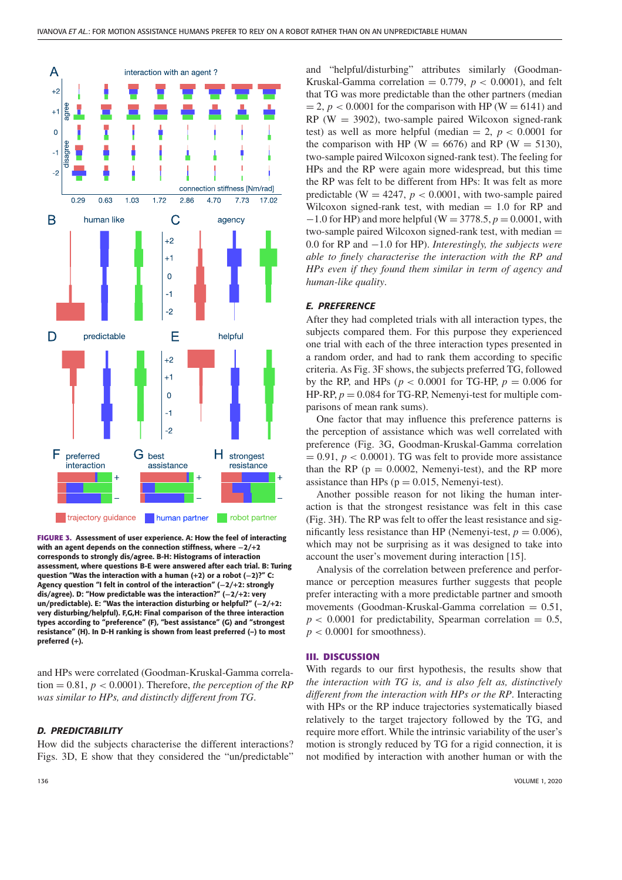**FIGURE 3. Assessment of user experience. A: How the feel of interacting with an agent depends on the connection stiffness, where −2/+2 corresponds to strongly dis/agree. B-H: Histograms of interaction assessment, where questions B-E were answered after each trial. B: Turing question "Was the interaction with a human (+2) or a robot (−2)?" C: Agency question "I felt in control of the interaction" (−2/+2: strongly dis/agree). D: "How predictable was the interaction?" (−2/+2: very un/predictable). E: "Was the interaction disturbing or helpful?" (−2/+2: very disturbing/helpful). F,G,H: Final comparison of the three interaction types according to "preference" (F), "best assistance" (G) and "strongest resistance" (H). In D-H ranking is shown from least preferred (–) to most preferred (+).**

and HPs were correlated (Goodman-Kruskal-Gamma correlation = 0.81, $p < 0.0001$). Therefore, *the perception of the RP was similar to HPs, and distinctly different from TG*.

### D. PREDICTABILITY

How did the subjects characterise the different interactions? Figs. 3D, E show that they considered the "un/predictable" and "helpful/disturbing" attributes similarly (Goodman-Kruskal-Gamma correlation = 0.779, $p < 0.0001$), and felt that TG was more predictable than the other partners (median = 2, $p < 0.0001$ for the comparison with HP (W = 6141) and RP (W = 3902), two-sample paired Wilcoxon signed-rank test) as well as more helpful (median = 2, $p < 0.0001$ for the comparison with HP (W = 6676) and RP (W = 5130), two-sample paired Wilcoxon signed-rank test). The feeling for HPs and the RP were again more widespread, but this time the RP was felt to be different from HPs: It was felt as more predictable (W = 4247, $p < 0.0001$, with two-sample paired Wilcoxon signed-rank test, with median = 1.0 for RP and −1.0 for HP) and more helpful (W = 3778.5, $p = 0.0001$, with two-sample paired Wilcoxon signed-rank test, with median = 0.0 for RP and −1.0 for HP). *Interestingly, the subjects were able to finely characterise the interaction with the RP and HPs even if they found them similar in term of agency and human-like quality*.

### E. PREFERENCE

After they had completed trials with all interaction types, the subjects compared them. For this purpose they experienced one trial with each of the three interaction types presented in a random order, and had to rank them according to specific criteria. As Fig. 3F shows, the subjects preferred TG, followed by the RP, and HPs ($p < 0.0001$ for TG-HP, $p = 0.006$ for HP-RP, $p = 0.084$ for TG-RP, Nemenyi-test for multiple comparisons of mean rank sums).

One factor that may influence this preference patterns is the perception of assistance which was well correlated with preference (Fig. 3G, Goodman-Kruskal-Gamma correlation = 0.91, $p < 0.0001$). TG was felt to provide more assistance than the RP (p = 0.0002, Nemenyi-test), and the RP more assistance than HPs (p = 0.015, Nemenyi-test).

Another possible reason for not liking the human interaction is that the strongest resistance was felt in this case (Fig. 3H). The RP was felt to offer the least resistance and significantly less resistance than HP (Nemenyi-test, $p = 0.006$), which may not be surprising as it was designed to take into account the user's movement during interaction [15].

Analysis of the correlation between preference and performance or perception measures further suggests that people prefer interacting with a more predictable partner and smooth movements (Goodman-Kruskal-Gamma correlation = 0.51, $p < 0.0001$ for predictability, Spearman correlation = 0.5, $p < 0.0001$ for smoothness).

## III. DISCUSSION

With regards to our first hypothesis, the results show that *the interaction with TG is, and is also felt as, distinctively different from the interaction with HPs or the RP*. Interacting with HPs or the RP induce trajectories systematically biased relatively to the target trajectory followed by the TG, and require more effort. While the intrinsic variability of the user's motion is strongly reduced by TG for a rigid connection, it is not modified by interaction with another human or with the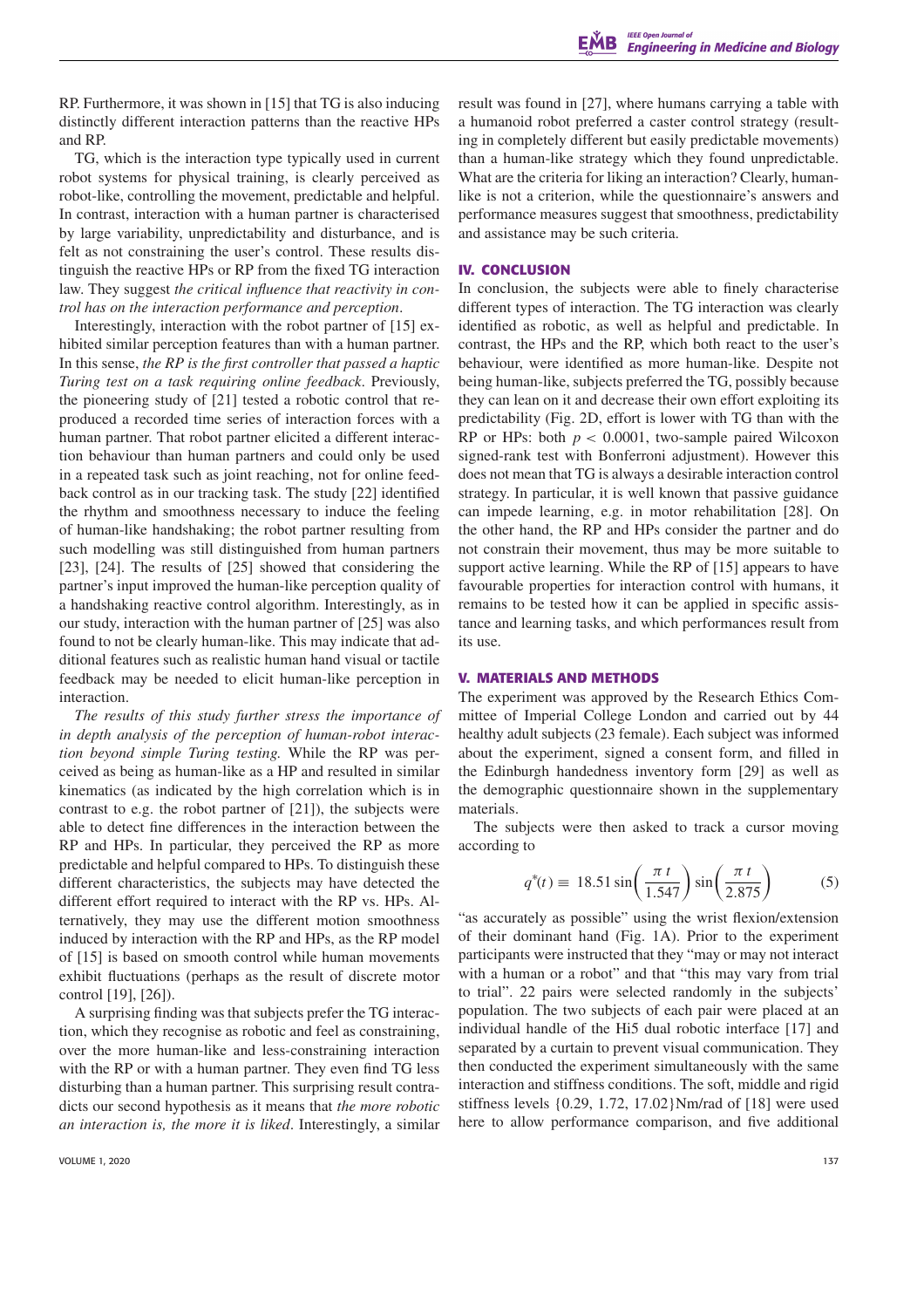RP. Furthermore, it was shown in [15] that TG is also inducing distinctly different interaction patterns than the reactive HPs and RP.

TG, which is the interaction type typically used in current robot systems for physical training, is clearly perceived as robot-like, controlling the movement, predictable and helpful. In contrast, interaction with a human partner is characterised by large variability, unpredictability and disturbance, and is felt as not constraining the user's control. These results distinguish the reactive HPs or RP from the fixed TG interaction law. They suggest *the critical influence that reactivity in control has on the interaction performance and perception*.

Interestingly, interaction with the robot partner of [15] exhibited similar perception features than with a human partner. In this sense, *the RP is the first controller that passed a haptic Turing test on a task requiring online feedback*. Previously, the pioneering study of [21] tested a robotic control that reproduced a recorded time series of interaction forces with a human partner. That robot partner elicited a different interaction behaviour than human partners and could only be used in a repeated task such as joint reaching, not for online feedback control as in our tracking task. The study [22] identified the rhythm and smoothness necessary to induce the feeling of human-like handshaking; the robot partner resulting from such modelling was still distinguished from human partners [23], [24]. The results of [25] showed that considering the partner's input improved the human-like perception quality of a handshaking reactive control algorithm. Interestingly, as in our study, interaction with the human partner of [25] was also found to not be clearly human-like. This may indicate that additional features such as realistic human hand visual or tactile feedback may be needed to elicit human-like perception in interaction.

*The results of this study further stress the importance of in depth analysis of the perception of human-robot interaction beyond simple Turing testing.* While the RP was perceived as being as human-like as a HP and resulted in similar kinematics (as indicated by the high correlation which is in contrast to e.g. the robot partner of [21]), the subjects were able to detect fine differences in the interaction between the RP and HPs. In particular, they perceived the RP as more predictable and helpful compared to HPs. To distinguish these different characteristics, the subjects may have detected the different effort required to interact with the RP vs. HPs. Alternatively, they may use the different motion smoothness induced by interaction with the RP and HPs, as the RP model of [15] is based on smooth control while human movements exhibit fluctuations (perhaps as the result of discrete motor control [19], [26]).

A surprising finding was that subjects prefer the TG interaction, which they recognise as robotic and feel as constraining, over the more human-like and less-constraining interaction with the RP or with a human partner. They even find TG less disturbing than a human partner. This surprising result contradicts our second hypothesis as it means that *the more robotic an interaction is, the more it is liked*. Interestingly, a similar result was found in [27], where humans carrying a table with a humanoid robot preferred a caster control strategy (resulting in completely different but easily predictable movements) than a human-like strategy which they found unpredictable. What are the criteria for liking an interaction? Clearly, human-like is not a criterion, while the questionnaire's answers and performance measures suggest that smoothness, predictability and assistance may be such criteria.

## IV. CONCLUSION

In conclusion, the subjects were able to finely characterise different types of interaction. The TG interaction was clearly identified as robotic, as well as helpful and predictable. In contrast, the HPs and the RP, which both react to the user's behaviour, were identified as more human-like. Despite not being human-like, subjects preferred the TG, possibly because they can lean on it and decrease their own effort exploiting its predictability (Fig. 2D, effort is lower with TG than with the RP or HPs: both $p < 0.0001$, two-sample paired Wilcoxon signed-rank test with Bonferroni adjustment). However this does not mean that TG is always a desirable interaction control strategy. In particular, it is well known that passive guidance can impede learning, e.g. in motor rehabilitation [28]. On the other hand, the RP and HPs consider the partner and do not constrain their movement, thus may be more suitable to support active learning. While the RP of [15] appears to have favourable properties for interaction control with humans, it remains to be tested how it can be applied in specific assistance and learning tasks, and which performances result from its use.

## V. MATERIALS AND METHODS

The experiment was approved by the Research Ethics Committee of Imperial College London and carried out by 44 healthy adult subjects (23 female). Each subject was informed about the experiment, signed a consent form, and filled in the Edinburgh handedness inventory form [29] as well as the demographic questionnaire shown in the supplementary materials.

The subjects were then asked to track a cursor moving according to

$$q^{*}(t) \equiv 18.51 \sin\left(\frac{\pi t}{1.547}\right) \sin\left(\frac{\pi t}{2.875}\right) \tag{5}$$

"as accurately as possible" using the wrist flexion/extension of their dominant hand (Fig. 1A). Prior to the experiment participants were instructed that they "may or may not interact with a human or a robot" and that "this may vary from trial to trial". 22 pairs were selected randomly in the subjects' population. The two subjects of each pair were placed at an individual handle of the Hi5 dual robotic interface [17] and separated by a curtain to prevent visual communication. They then conducted the experiment simultaneously with the same interaction and stiffness conditions. The soft, middle and rigid stiffness levels {0.29, 1.72, 17.02}Nm/rad of [18] were used here to allow performance comparison, and five additional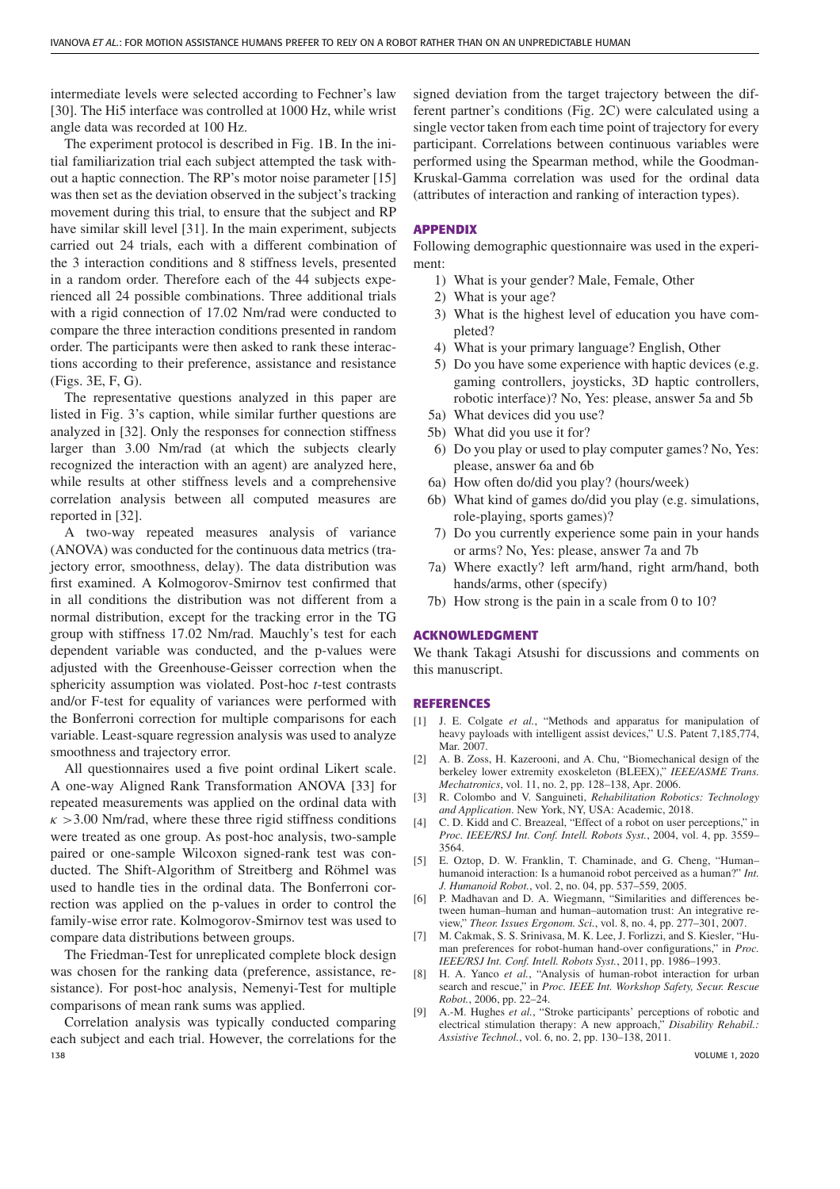intermediate levels were selected according to Fechner's law [30]. The Hi5 interface was controlled at 1000 Hz, while wrist angle data was recorded at 100 Hz.

The experiment protocol is described in Fig. 1B. In the initial familiarization trial each subject attempted the task without a haptic connection. The RP's motor noise parameter [15] was then set as the deviation observed in the subject's tracking movement during this trial, to ensure that the subject and RP have similar skill level [31]. In the main experiment, subjects carried out 24 trials, each with a different combination of the 3 interaction conditions and 8 stiffness levels, presented in a random order. Therefore each of the 44 subjects experienced all 24 possible combinations. Three additional trials with a rigid connection of 17.02 Nm/rad were conducted to compare the three interaction conditions presented in random order. The participants were then asked to rank these interactions according to their preference, assistance and resistance (Figs. 3E, F, G).

The representative questions analyzed in this paper are listed in Fig. 3's caption, while similar further questions are analyzed in [32]. Only the responses for connection stiffness larger than 3.00 Nm/rad (at which the subjects clearly recognized the interaction with an agent) are analyzed here, while results at other stiffness levels and a comprehensive correlation analysis between all computed measures are reported in [32].

A two-way repeated measures analysis of variance (ANOVA) was conducted for the continuous data metrics (trajectory error, smoothness, delay). The data distribution was first examined. A Kolmogorov-Smirnov test confirmed that in all conditions the distribution was not different from a normal distribution, except for the tracking error in the TG group with stiffness 17.02 Nm/rad. Mauchly's test for each dependent variable was conducted, and the p-values were adjusted with the Greenhouse-Geisser correction when the sphericity assumption was violated. Post-hoc *t*-test contrasts and/or F-test for equality of variances were performed with the Bonferroni correction for multiple comparisons for each variable. Least-square regression analysis was used to analyze smoothness and trajectory error.

All questionnaires used a five point ordinal Likert scale. A one-way Aligned Rank Transformation ANOVA [33] for repeated measurements was applied on the ordinal data with $\kappa > 3.00$ Nm/rad, where these three rigid stiffness conditions were treated as one group. As post-hoc analysis, two-sample paired or one-sample Wilcoxon signed-rank test was conducted. The Shift-Algorithm of Streitberg and Röhmel was used to handle ties in the ordinal data. The Bonferroni correction was applied on the p-values in order to control the family-wise error rate. Kolmogorov-Smirnov test was used to compare data distributions between groups.

The Friedman-Test for unreplicated complete block design was chosen for the ranking data (preference, assistance, resistance). For post-hoc analysis, Nemenyi-Test for multiple comparisons of mean rank sums was applied.

Correlation analysis was typically conducted comparing each subject and each trial. However, the correlations for the signed deviation from the target trajectory between the different partner's conditions (Fig. 2C) were calculated using a single vector taken from each time point of trajectory for every participant. Correlations between continuous variables were performed using the Spearman method, while the Goodman-Kruskal-Gamma correlation was used for the ordinal data (attributes of interaction and ranking of interaction types).

## APPENDIX

Following demographic questionnaire was used in the experiment:

1) What is your gender? Male, Female, Other
2) What is your age?
3) What is the highest level of education you have completed?
4) What is your primary language? English, Other
5) Do you have some experience with haptic devices (e.g. gaming controllers, joysticks, 3D haptic controllers, robotic interface)? No, Yes: please, answer 5a and 5b

5a) What devices did you use?
5b) What did you use it for?

6) Do you play or used to play computer games? No, Yes: please, answer 6a and 6b

6a) How often do/did you play? (hours/week)
6b) What kind of games do/did you play (e.g. simulations, role-playing, sports games)?

7) Do you currently experience some pain in your hands or arms? No, Yes: please, answer 7a and 7b

7a) Where exactly? left arm/hand, right arm/hand, both hands/arms, other (specify)
7b) How strong is the pain in a scale from 0 to 10?

## ACKNOWLEDGMENT

We thank Takagi Atsushi for discussions and comments on this manuscript.

## REFERENCES

[1] J. E. Colgate *et al.*, "Methods and apparatus for manipulation of heavy payloads with intelligent assist devices," U.S. Patent 7,185,774, Mar. 2007.

[2] A. B. Zoss, H. Kazerooni, and A. Chu, "Biomechanical design of the berkeley lower extremity exoskeleton (BLEEX)," *IEEE/ASME Trans. Mechatronics*, vol. 11, no. 2, pp. 128–138, Apr. 2006.

[3] R. Colombo and V. Sanguineti, *Rehabilitation Robotics: Technology and Application*. New York, NY, USA: Academic, 2018.

[4] C. D. Kidd and C. Breazeal, "Effect of a robot on user perceptions," in *Proc. IEEE/RSJ Int. Conf. Intell. Robots Syst.*, 2004, vol. 4, pp. 3559–3564.

[5] E. Oztop, D. W. Franklin, T. Chaminade, and G. Cheng, "Human–humanoid interaction: Is a humanoid robot perceived as a human?" *Int. J. Humanoid Robot.*, vol. 2, no. 04, pp. 537–559, 2005.

[6] P. Madhavan and D. A. Wiegmann, "Similarities and differences between human–human and human–automation trust: An integrative review," *Theor. Issues Ergonom. Sci.*, vol. 8, no. 4, pp. 277–301, 2007.

[7] M. Cakmak, S. S. Srinivasa, M. K. Lee, J. Forlizzi, and S. Kiesler, "Human preferences for robot-human hand-over configurations," in *Proc. IEEE/RSJ Int. Conf. Intell. Robots Syst.*, 2011, pp. 1986–1993.

[8] H. A. Yanco *et al.*, "Analysis of human-robot interaction for urban search and rescue," in *Proc. IEEE Int. Workshop Safety, Secur. Rescue Robot.*, 2006, pp. 22–24.

[9] A.-M. Hughes *et al.*, "Stroke participants' perceptions of robotic and electrical stimulation therapy: A new approach," *Disability Rehabil.: Assistive Technol.*, vol. 6, no. 2, pp. 130–138, 2011.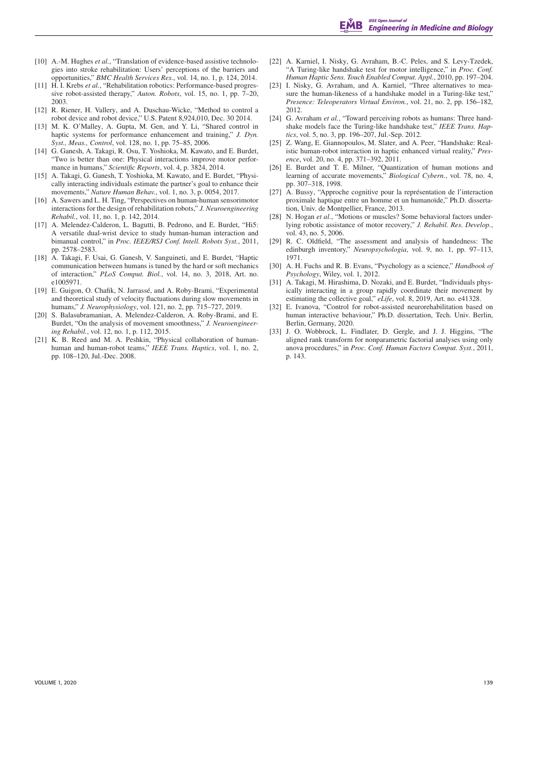[10] A.-M. Hughes *et al.*, "Translation of evidence-based assistive technologies into stroke rehabilitation: Users' perceptions of the barriers and opportunities," *BMC Health Services Res.*, vol. 14, no. 1, p. 124, 2014.

[11] H. I. Krebs *et al.*, "Rehabilitation robotics: Performance-based progressive robot-assisted therapy," *Auton. Robots*, vol. 15, no. 1, pp. 7–20, 2003.

[12] R. Riener, H. Vallery, and A. Duschau-Wicke, "Method to control a robot device and robot device," U.S. Patent 8,924,010, Dec. 30 2014.

[13] M. K. O'Malley, A. Gupta, M. Gen, and Y. Li, "Shared control in haptic systems for performance enhancement and training," *J. Dyn. Syst., Meas., Control*, vol. 128, no. 1, pp. 75–85, 2006.

[14] G. Ganesh, A. Takagi, R. Osu, T. Yoshioka, M. Kawato, and E. Burdet, "Two is better than one: Physical interactions improve motor performance in humans," *Scientific Reports*, vol. 4, p. 3824, 2014.

[15] A. Takagi, G. Ganesh, T. Yoshioka, M. Kawato, and E. Burdet, "Physically interacting individuals estimate the partner's goal to enhance their movements," *Nature Human Behav.*, vol. 1, no. 3, p. 0054, 2017.

[16] A. Sawers and L. H. Ting, "Perspectives on human-human sensorimotor interactions for the design of rehabilitation robots," *J. Neuroengineering Rehabil.*, vol. 11, no. 1, p. 142, 2014.

[17] A. Melendez-Calderon, L. Bagutti, B. Pedrono, and E. Burdet, "Hi5: A versatile dual-wrist device to study human-human interaction and bimanual control," in *Proc. IEEE/RSJ Conf. Intell. Robots Syst.*, 2011, pp. 2578–2583.

[18] A. Takagi, F. Usai, G. Ganesh, V. Sanguineti, and E. Burdet, "Haptic communication between humans is tuned by the hard or soft mechanics of interaction," *PLoS Comput. Biol.*, vol. 14, no. 3, 2018, Art. no. e1005971.

[19] E. Guigon, O. Chafik, N. Jarrassé, and A. Roby-Brami, "Experimental and theoretical study of velocity fluctuations during slow movements in humans," *J. Neurophysiology*, vol. 121, no. 2, pp. 715–727, 2019.

[20] S. Balasubramanian, A. Melendez-Calderon, A. Roby-Brami, and E. Burdet, "On the analysis of movement smoothness," *J. Neuroengineering Rehabil.*, vol. 12, no. 1, p. 112, 2015.

[21] K. B. Reed and M. A. Peshkin, "Physical collaboration of human-human and human-robot teams," *IEEE Trans. Haptics*, vol. 1, no. 2, pp. 108–120, Jul.-Dec. 2008.

[22] A. Karniel, I. Nisky, G. Avraham, B.-C. Peles, and S. Levy-Tzedek, "A Turing-like handshake test for motor intelligence," in *Proc. Conf. Human Haptic Sens. Touch Enabled Comput. Appl.*, 2010, pp. 197–204.

[23] I. Nisky, G. Avraham, and A. Karniel, "Three alternatives to measure the human-likeness of a handshake model in a Turing-like test," *Presence: Teleoperators Virtual Environ.*, vol. 21, no. 2, pp. 156–182, 2012.

[24] G. Avraham *et al.*, "Toward perceiving robots as humans: Three handshake models face the Turing-like handshake test," *IEEE Trans. Haptics*, vol. 5, no. 3, pp. 196–207, Jul.-Sep. 2012.

[25] Z. Wang, E. Giannopoulos, M. Slater, and A. Peer, "Handshake: Realistic human-robot interaction in haptic enhanced virtual reality," *Presence*, vol. 20, no. 4, pp. 371–392, 2011.

[26] E. Burdet and T. E. Milner, "Quantization of human motions and learning of accurate movements," *Biological Cybern.*, vol. 78, no. 4, pp. 307–318, 1998.

[27] A. Bussy, "Approche cognitive pour la représentation de l'interaction proximale haptique entre un homme et un humanoïde," Ph.D. dissertation, Univ. de Montpellier, France, 2013.

[28] N. Hogan *et al.*, "Motions or muscles? Some behavioral factors underlying robotic assistance of motor recovery," *J. Rehabil. Res. Develop.*, vol. 43, no. 5, 2006.

[29] R. C. Oldfield, "The assessment and analysis of handedness: The edinburgh inventory," *Neuropsychologia*, vol. 9, no. 1, pp. 97–113, 1971.

[30] A. H. Fuchs and R. B. Evans, "Psychology as a science," *Handbook of Psychology*, Wiley, vol. 1, 2012.

[31] A. Takagi, M. Hirashima, D. Nozaki, and E. Burdet, "Individuals physically interacting in a group rapidly coordinate their movement by estimating the collective goal," *eLife*, vol. 8, 2019, Art. no. e41328.

[32] E. Ivanova, "Control for robot-assisted neurorehabilitation based on human interactive behaviour," Ph.D. dissertation, Tech. Univ. Berlin, Berlin, Germany, 2020.

[33] J. O. Wobbrock, L. Findlater, D. Gergle, and J. J. Higgins, "The aligned rank transform for nonparametric factorial analyses using only anova procedures," in *Proc. Conf. Human Factors Comput. Syst.*, 2011, p. 143.